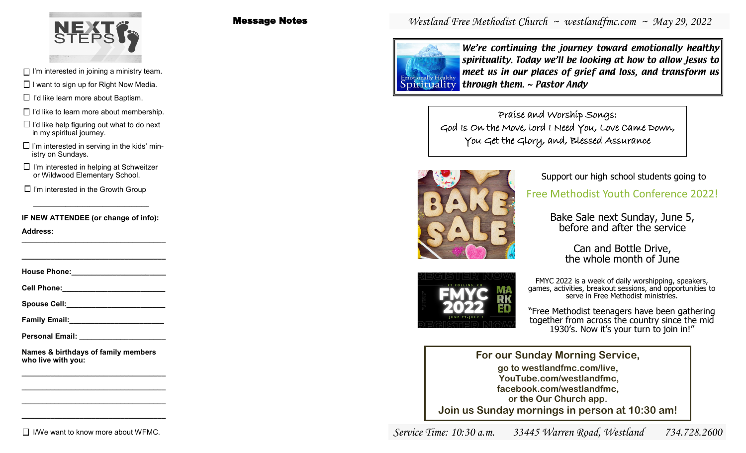# NEXT STEPS

- ☐ I'm interested in joining a ministry team.
- ☐ I want to sign up for Right Now Media.
- ☐ I'd like learn more about Baptism.
- ☐ I'd like to learn more about membership.
- ☐ I'd like help figuring out what to do next in my spiritual journey.
- ☐ I'm interested in serving in the kids' ministry on Sundays.
- ☐ I'm interested in helping at Schweitzer or Wildwood Elementary School.
- ☐ I'm interested in the Growth Group

---

**IF NEW ATTENDEE (or change of info):**

**Address:** ______________________________

______________________________

**House Phone:** ______________________

**Cell Phone:** ______________________

**Spouse Cell:** ______________________

**Family Email:** ______________________

**Personal Email:** ______________________

**Names & birthdays of family members who live with you:**

______________________________

______________________________

______________________________

______________________________

☐ I/We want to know more about WFMC.

## Message Notes

*Westland Free Methodist Church ~ westlandfmc.com ~ May 29, 2022*

Emotionally Healthy Spirituality

***We're continuing the journey toward emotionally healthy spirituality. Today we'll be looking at how to allow Jesus to meet us in our places of grief and loss, and transform us through them. ~ Pastor Andy***

Praise and Worship Songs:
God Is On the Move, Lord I Need You, Love Came Down, You Get the Glory, and, Blessed Assurance

BAKE SALE

Support our high school students going to

Free Methodist Youth Conference 2022!

Bake Sale next Sunday, June 5, before and after the service

Can and Bottle Drive, the whole month of June

REGISTER NOW — FT COLLINS, CO — FMYC 2022 — MARKED — JUNE 27-JULY 1

FMYC 2022 is a week of daily worshipping, speakers, games, activities, breakout sessions, and opportunities to serve in Free Methodist ministries.

"Free Methodist teenagers have been gathering together from across the country since the mid 1930's. Now it's your turn to join in!"

**For our Sunday Morning Service,**
**go to westlandfmc.com/live,**
**YouTube.com/westlandfmc,**
**facebook.com/westlandfmc,**
**or the Our Church app.**
**Join us Sunday mornings in person at 10:30 am!**

*Service Time: 10:30 a.m. 33445 Warren Road, Westland 734.728.2600*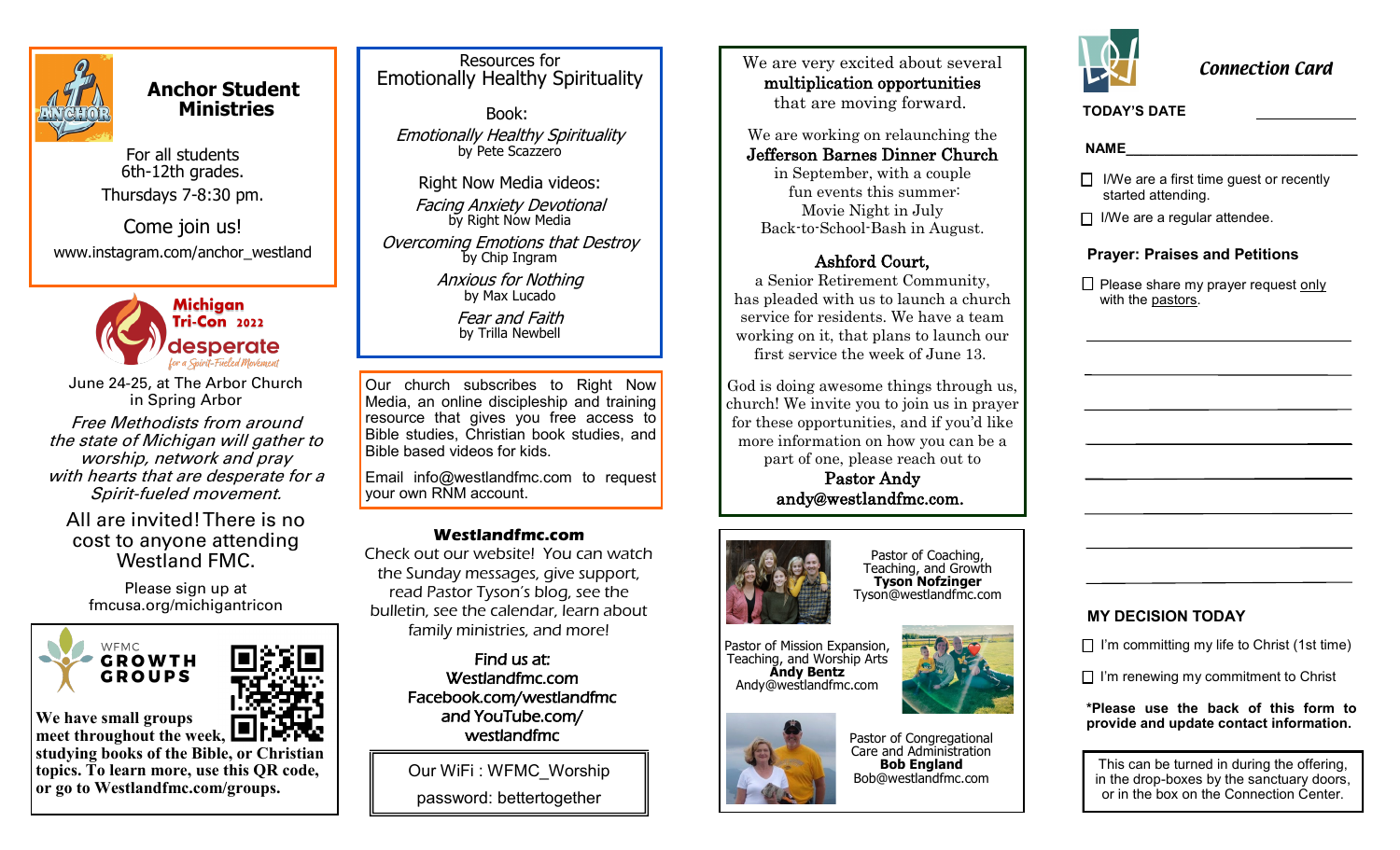## Anchor Student Ministries

For all students
6th-12th grades.
Thursdays 7-8:30 pm.

Come join us!

www.instagram.com/anchor_westland

**Michigan Tri-Con 2022**
**desperate**
*for a Spirit-Fueled Movement*

June 24-25, at The Arbor Church in Spring Arbor

*Free Methodists from around the state of Michigan will gather to worship, network and pray with hearts that are desperate for a Spirit-fueled movement.*

All are invited! There is no cost to anyone attending Westland FMC.

Please sign up at
fmcusa.org/michigantricon

WFMC **GROWTH GROUPS**

**We have small groups meet throughout the week, studying books of the Bible, or Christian topics. To learn more, use this QR code, or go to Westlandfmc.com/groups.**

Resources for
Emotionally Healthy Spirituality

Book:
*Emotionally Healthy Spirituality*
by Pete Scazzero

Right Now Media videos:
*Facing Anxiety Devotional*
by Right Now Media
*Overcoming Emotions that Destroy*
by Chip Ingram
*Anxious for Nothing*
by Max Lucado
*Fear and Faith*
by Trilla Newbell

Our church subscribes to Right Now Media, an online discipleship and training resource that gives you free access to Bible studies, Christian book studies, and Bible based videos for kids.

Email info@westlandfmc.com to request your own RNM account.

**Westlandfmc.com**

Check out our website! You can watch the Sunday messages, give support, read Pastor Tyson's blog, see the bulletin, see the calendar, learn about family ministries, and more!

Find us at:
Westlandfmc.com
Facebook.com/westlandfmc
and YouTube.com/westlandfmc

Our WiFi : WFMC_Worship
password: bettertogether

We are very excited about several **multiplication opportunities** that are moving forward.

We are working on relaunching the **Jefferson Barnes Dinner Church** in September, with a couple fun events this summer: Movie Night in July Back-to-School-Bash in August.

**Ashford Court,** a Senior Retirement Community, has pleaded with us to launch a church service for residents. We have a team working on it, that plans to launch our first service the week of June 13.

God is doing awesome things through us, church! We invite you to join us in prayer for these opportunities, and if you'd like more information on how you can be a part of one, please reach out to
**Pastor Andy**
**andy@westlandfmc.com.**

Pastor of Coaching, Teaching, and Growth
**Tyson Nofzinger**
Tyson@westlandfmc.com

Pastor of Mission Expansion, Teaching, and Worship Arts
**Andy Bentz**
Andy@westlandfmc.com

Pastor of Congregational Care and Administration
**Bob England**
Bob@westlandfmc.com

## Connection Card

**TODAY'S DATE** ____________

**NAME**______________________________

☐ I/We are a first time guest or recently started attending.

☐ I/We are a regular attendee.

**Prayer: Praises and Petitions**

☐ Please share my prayer request only with the pastors.

______________________________
______________________________
______________________________
______________________________
______________________________
______________________________
______________________________
______________________________

**MY DECISION TODAY**

☐ I'm committing my life to Christ (1st time)

☐ I'm renewing my commitment to Christ

**\*Please use the back of this form to provide and update contact information.**

This can be turned in during the offering, in the drop-boxes by the sanctuary doors, or in the box on the Connection Center.